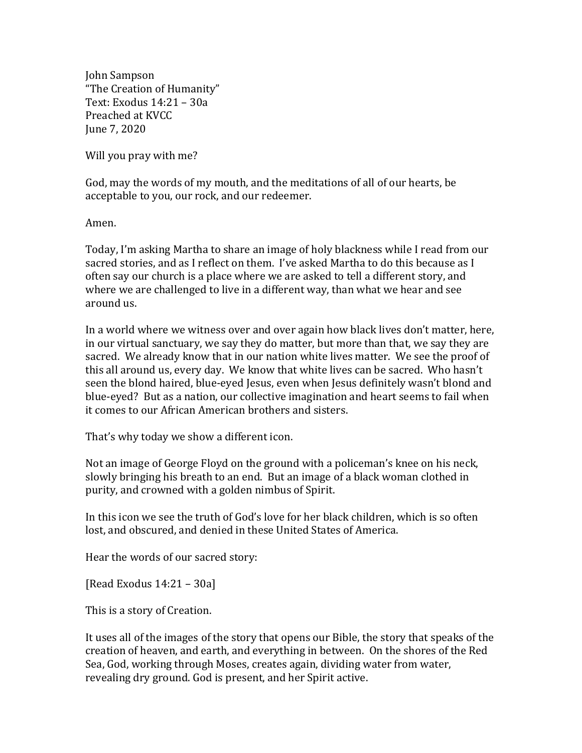John Sampson
"The Creation of Humanity"
Text: Exodus 14:21 – 30a
Preached at KVCC
June 7, 2020

Will you pray with me?

God, may the words of my mouth, and the meditations of all of our hearts, be acceptable to you, our rock, and our redeemer.

Amen.

Today, I'm asking Martha to share an image of holy blackness while I read from our sacred stories, and as I reflect on them. I've asked Martha to do this because as I often say our church is a place where we are asked to tell a different story, and where we are challenged to live in a different way, than what we hear and see around us.

In a world where we witness over and over again how black lives don't matter, here, in our virtual sanctuary, we say they do matter, but more than that, we say they are sacred. We already know that in our nation white lives matter. We see the proof of this all around us, every day. We know that white lives can be sacred. Who hasn't seen the blond haired, blue-eyed Jesus, even when Jesus definitely wasn't blond and blue-eyed? But as a nation, our collective imagination and heart seems to fail when it comes to our African American brothers and sisters.

That's why today we show a different icon.

Not an image of George Floyd on the ground with a policeman's knee on his neck, slowly bringing his breath to an end. But an image of a black woman clothed in purity, and crowned with a golden nimbus of Spirit.

In this icon we see the truth of God's love for her black children, which is so often lost, and obscured, and denied in these United States of America.

Hear the words of our sacred story:

[Read Exodus 14:21 – 30a]

This is a story of Creation.

It uses all of the images of the story that opens our Bible, the story that speaks of the creation of heaven, and earth, and everything in between. On the shores of the Red Sea, God, working through Moses, creates again, dividing water from water, revealing dry ground. God is present, and her Spirit active.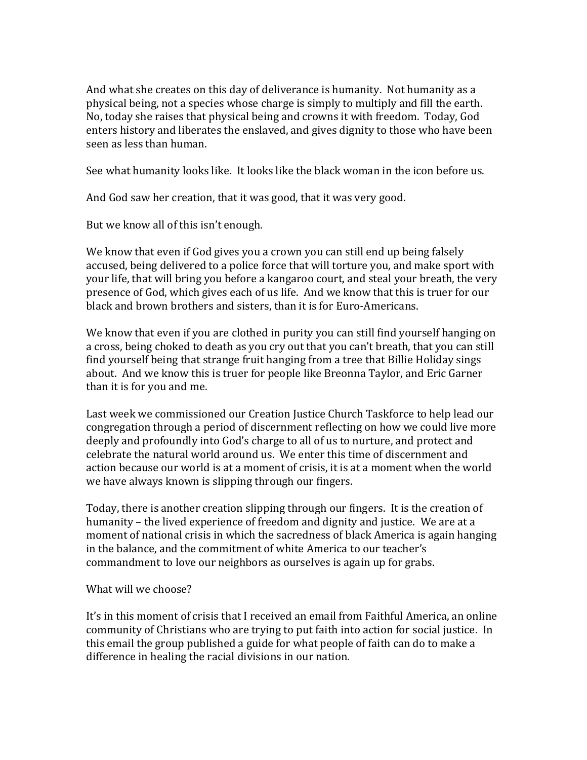And what she creates on this day of deliverance is humanity. Not humanity as a physical being, not a species whose charge is simply to multiply and fill the earth. No, today she raises that physical being and crowns it with freedom. Today, God enters history and liberates the enslaved, and gives dignity to those who have been seen as less than human.

See what humanity looks like. It looks like the black woman in the icon before us.

And God saw her creation, that it was good, that it was very good.

But we know all of this isn't enough.

We know that even if God gives you a crown you can still end up being falsely accused, being delivered to a police force that will torture you, and make sport with your life, that will bring you before a kangaroo court, and steal your breath, the very presence of God, which gives each of us life. And we know that this is truer for our black and brown brothers and sisters, than it is for Euro-Americans.

We know that even if you are clothed in purity you can still find yourself hanging on a cross, being choked to death as you cry out that you can't breath, that you can still find yourself being that strange fruit hanging from a tree that Billie Holiday sings about. And we know this is truer for people like Breonna Taylor, and Eric Garner than it is for you and me.

Last week we commissioned our Creation Justice Church Taskforce to help lead our congregation through a period of discernment reflecting on how we could live more deeply and profoundly into God's charge to all of us to nurture, and protect and celebrate the natural world around us. We enter this time of discernment and action because our world is at a moment of crisis, it is at a moment when the world we have always known is slipping through our fingers.

Today, there is another creation slipping through our fingers. It is the creation of humanity – the lived experience of freedom and dignity and justice. We are at a moment of national crisis in which the sacredness of black America is again hanging in the balance, and the commitment of white America to our teacher's commandment to love our neighbors as ourselves is again up for grabs.

What will we choose?

It's in this moment of crisis that I received an email from Faithful America, an online community of Christians who are trying to put faith into action for social justice. In this email the group published a guide for what people of faith can do to make a difference in healing the racial divisions in our nation.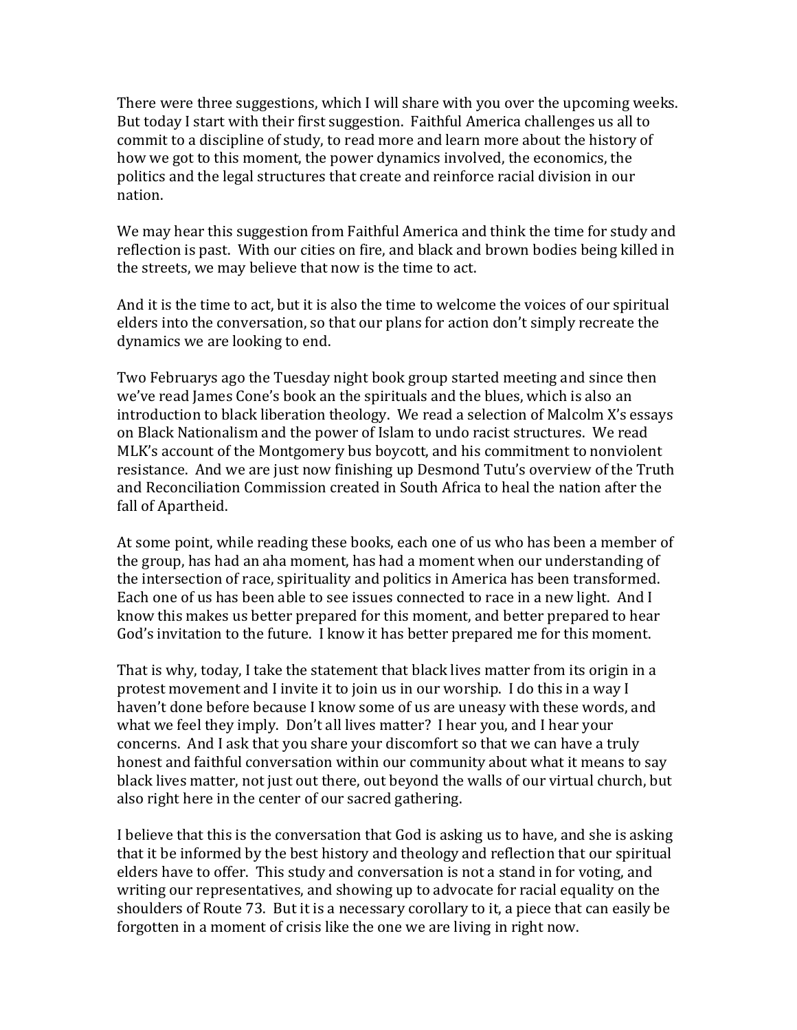There were three suggestions, which I will share with you over the upcoming weeks. But today I start with their first suggestion. Faithful America challenges us all to commit to a discipline of study, to read more and learn more about the history of how we got to this moment, the power dynamics involved, the economics, the politics and the legal structures that create and reinforce racial division in our nation.

We may hear this suggestion from Faithful America and think the time for study and reflection is past. With our cities on fire, and black and brown bodies being killed in the streets, we may believe that now is the time to act.

And it is the time to act, but it is also the time to welcome the voices of our spiritual elders into the conversation, so that our plans for action don't simply recreate the dynamics we are looking to end.

Two Februarys ago the Tuesday night book group started meeting and since then we've read James Cone's book an the spirituals and the blues, which is also an introduction to black liberation theology. We read a selection of Malcolm X's essays on Black Nationalism and the power of Islam to undo racist structures. We read MLK's account of the Montgomery bus boycott, and his commitment to nonviolent resistance. And we are just now finishing up Desmond Tutu's overview of the Truth and Reconciliation Commission created in South Africa to heal the nation after the fall of Apartheid.

At some point, while reading these books, each one of us who has been a member of the group, has had an aha moment, has had a moment when our understanding of the intersection of race, spirituality and politics in America has been transformed. Each one of us has been able to see issues connected to race in a new light. And I know this makes us better prepared for this moment, and better prepared to hear God's invitation to the future. I know it has better prepared me for this moment.

That is why, today, I take the statement that black lives matter from its origin in a protest movement and I invite it to join us in our worship. I do this in a way I haven't done before because I know some of us are uneasy with these words, and what we feel they imply. Don't all lives matter? I hear you, and I hear your concerns. And I ask that you share your discomfort so that we can have a truly honest and faithful conversation within our community about what it means to say black lives matter, not just out there, out beyond the walls of our virtual church, but also right here in the center of our sacred gathering.

I believe that this is the conversation that God is asking us to have, and she is asking that it be informed by the best history and theology and reflection that our spiritual elders have to offer. This study and conversation is not a stand in for voting, and writing our representatives, and showing up to advocate for racial equality on the shoulders of Route 73. But it is a necessary corollary to it, a piece that can easily be forgotten in a moment of crisis like the one we are living in right now.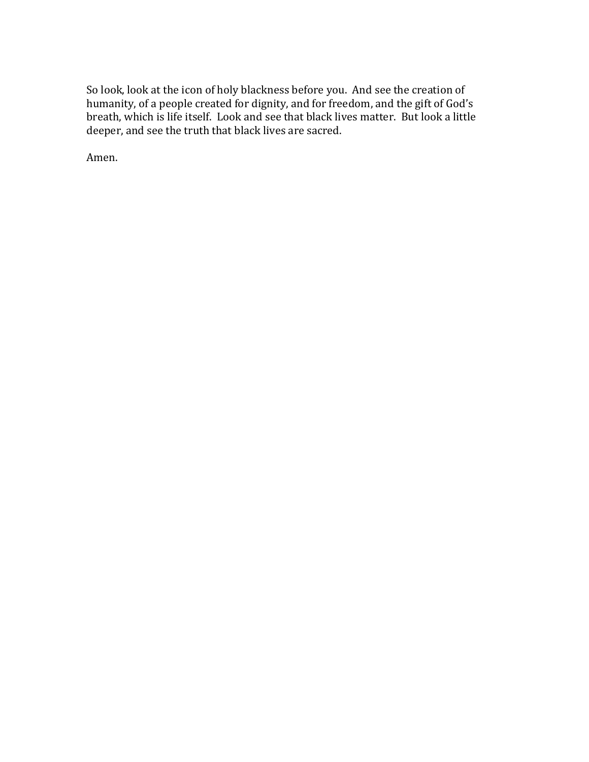So look, look at the icon of holy blackness before you. And see the creation of humanity, of a people created for dignity, and for freedom, and the gift of God's breath, which is life itself. Look and see that black lives matter. But look a little deeper, and see the truth that black lives are sacred.

Amen.